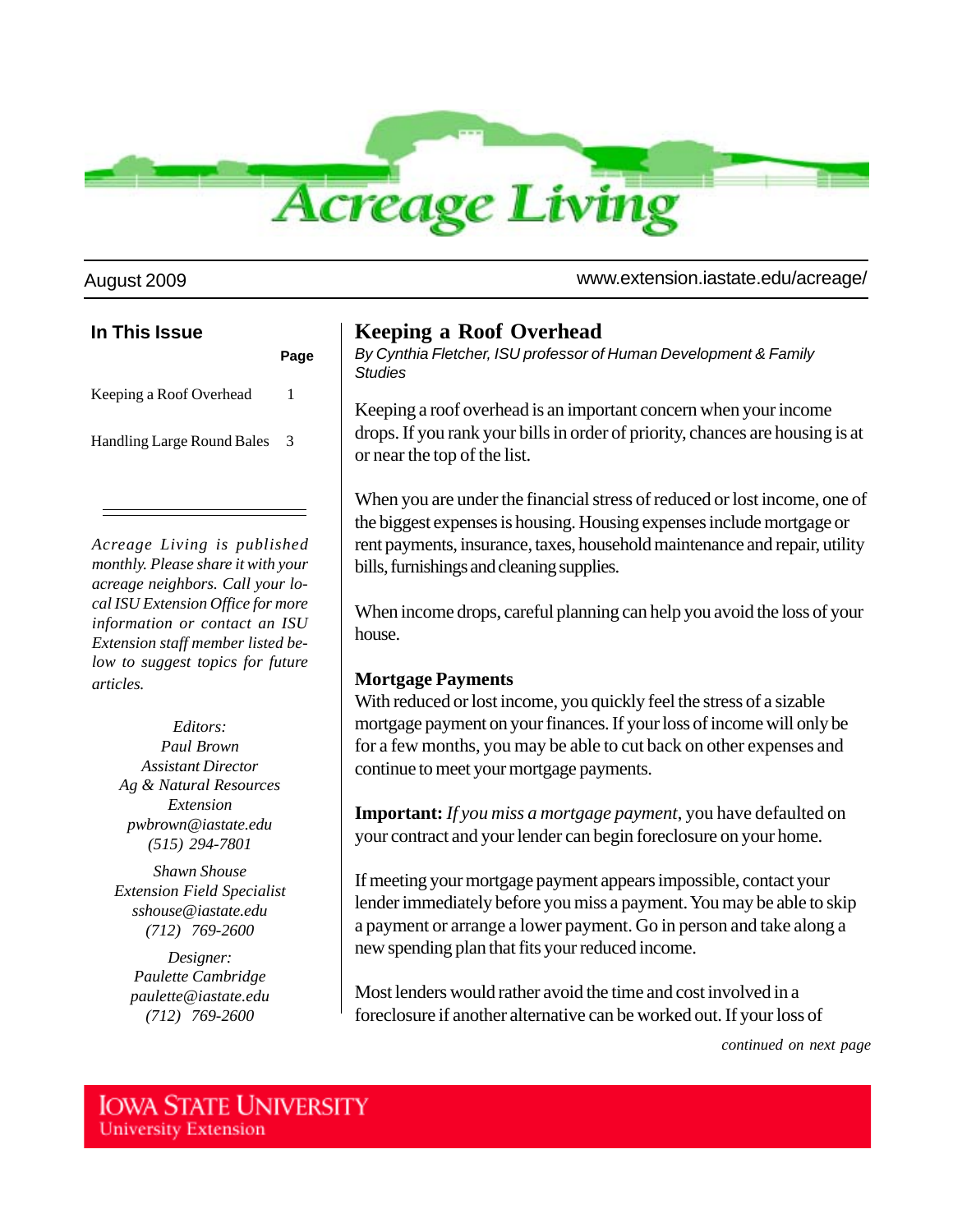# Acreage Living

August 2009 www.extension.iastate.edu/acreage/

## In This Issue

| | Page |
|---|---|
| Keeping a Roof Overhead | 1 |
| Handling Large Round Bales | 3 |

*Acreage Living is published monthly. Please share it with your acreage neighbors. Call your local ISU Extension Office for more information or contact an ISU Extension staff member listed below to suggest topics for future articles.*

*Editors:*
*Paul Brown*
*Assistant Director*
*Ag & Natural Resources Extension*
*pwbrown@iastate.edu*
*(515) 294-7801*

*Shawn Shouse*
*Extension Field Specialist*
*sshouse@iastate.edu*
*(712) 769-2600*

*Designer:*
*Paulette Cambridge*
*paulette@iastate.edu*
*(712) 769-2600*

## Keeping a Roof Overhead

*By Cynthia Fletcher, ISU professor of Human Development & Family Studies*

Keeping a roof overhead is an important concern when your income drops. If you rank your bills in order of priority, chances are housing is at or near the top of the list.

When you are under the financial stress of reduced or lost income, one of the biggest expenses is housing. Housing expenses include mortgage or rent payments, insurance, taxes, household maintenance and repair, utility bills, furnishings and cleaning supplies.

When income drops, careful planning can help you avoid the loss of your house.

### Mortgage Payments

With reduced or lost income, you quickly feel the stress of a sizable mortgage payment on your finances. If your loss of income will only be for a few months, you may be able to cut back on other expenses and continue to meet your mortgage payments.

**Important:** *If you miss a mortgage payment*, you have defaulted on your contract and your lender can begin foreclosure on your home.

If meeting your mortgage payment appears impossible, contact your lender immediately before you miss a payment. You may be able to skip a payment or arrange a lower payment. Go in person and take along a new spending plan that fits your reduced income.

Most lenders would rather avoid the time and cost involved in a foreclosure if another alternative can be worked out. If your loss of

*continued on next page*

IOWA STATE UNIVERSITY
University Extension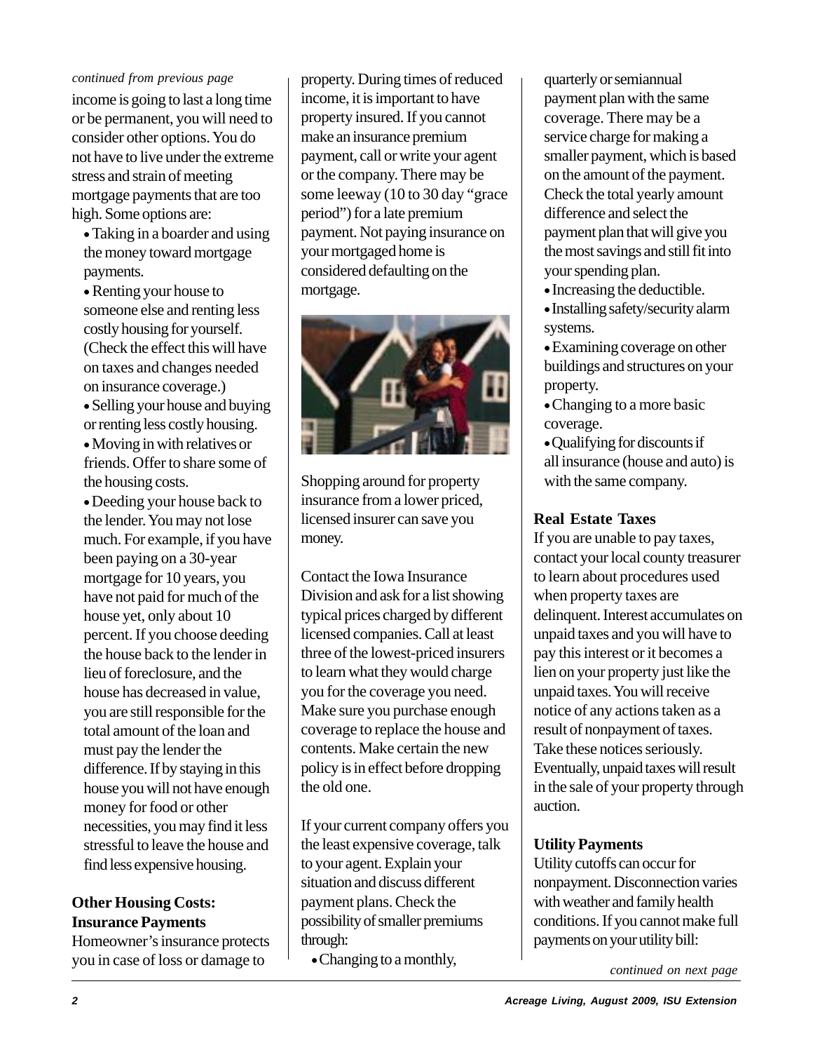*continued from previous page*

income is going to last a long time or be permanent, you will need to consider other options. You do not have to live under the extreme stress and strain of meeting mortgage payments that are too high. Some options are:

- Taking in a boarder and using the money toward mortgage payments.
- Renting your house to someone else and renting less costly housing for yourself. (Check the effect this will have on taxes and changes needed on insurance coverage.)
- Selling your house and buying or renting less costly housing.
- Moving in with relatives or friends. Offer to share some of the housing costs.
- Deeding your house back to the lender. You may not lose much. For example, if you have been paying on a 30-year mortgage for 10 years, you have not paid for much of the house yet, only about 10 percent. If you choose deeding the house back to the lender in lieu of foreclosure, and the house has decreased in value, you are still responsible for the total amount of the loan and must pay the lender the difference. If by staying in this house you will not have enough money for food or other necessities, you may find it less stressful to leave the house and find less expensive housing.

**Other Housing Costs: Insurance Payments**

Homeowner's insurance protects you in case of loss or damage to property. During times of reduced income, it is important to have property insured. If you cannot make an insurance premium payment, call or write your agent or the company. There may be some leeway (10 to 30 day "grace period") for a late premium payment. Not paying insurance on your mortgaged home is considered defaulting on the mortgage.

Shopping around for property insurance from a lower priced, licensed insurer can save you money.

Contact the Iowa Insurance Division and ask for a list showing typical prices charged by different licensed companies. Call at least three of the lowest-priced insurers to learn what they would charge you for the coverage you need. Make sure you purchase enough coverage to replace the house and contents. Make certain the new policy is in effect before dropping the old one.

If your current company offers you the least expensive coverage, talk to your agent. Explain your situation and discuss different payment plans. Check the possibility of smaller premiums through:

- Changing to a monthly, quarterly or semiannual payment plan with the same coverage. There may be a service charge for making a smaller payment, which is based on the amount of the payment. Check the total yearly amount difference and select the payment plan that will give you the most savings and still fit into your spending plan.
- Increasing the deductible.
- Installing safety/security alarm systems.
- Examining coverage on other buildings and structures on your property.
- Changing to a more basic coverage.
- Qualifying for discounts if all insurance (house and auto) is with the same company.

**Real Estate Taxes**

If you are unable to pay taxes, contact your local county treasurer to learn about procedures used when property taxes are delinquent. Interest accumulates on unpaid taxes and you will have to pay this interest or it becomes a lien on your property just like the unpaid taxes. You will receive notice of any actions taken as a result of nonpayment of taxes. Take these notices seriously. Eventually, unpaid taxes will result in the sale of your property through auction.

**Utility Payments**

Utility cutoffs can occur for nonpayment. Disconnection varies with weather and family health conditions. If you cannot make full payments on your utility bill:

*continued on next page*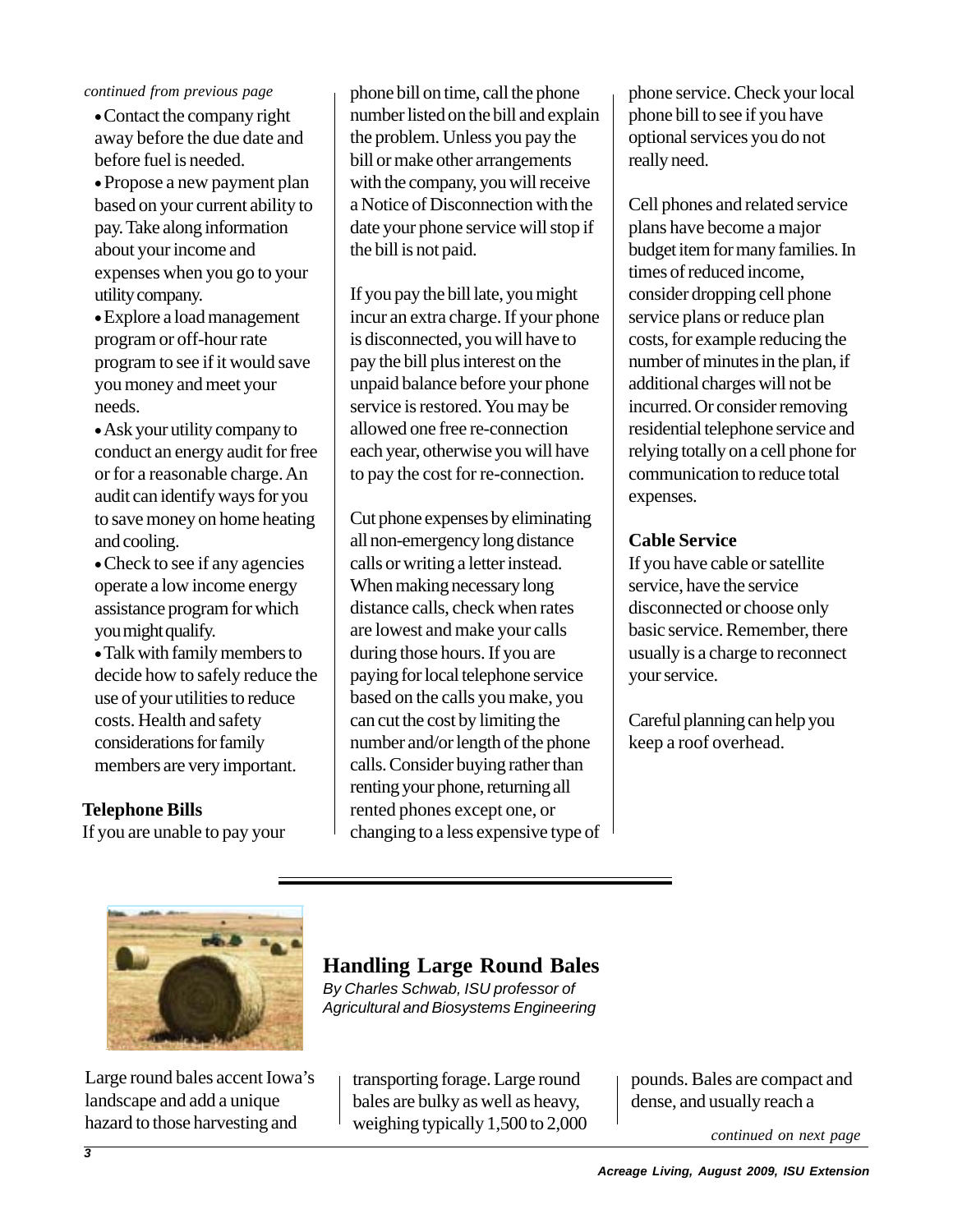*continued from previous page*

- Contact the company right away before the due date and before fuel is needed.
- Propose a new payment plan based on your current ability to pay. Take along information about your income and expenses when you go to your utility company.
- Explore a load management program or off-hour rate program to see if it would save you money and meet your needs.
- Ask your utility company to conduct an energy audit for free or for a reasonable charge. An audit can identify ways for you to save money on home heating and cooling.
- Check to see if any agencies operate a low income energy assistance program for which you might qualify.
- Talk with family members to decide how to safely reduce the use of your utilities to reduce costs. Health and safety considerations for family members are very important.

**Telephone Bills**

If you are unable to pay your phone bill on time, call the phone number listed on the bill and explain the problem. Unless you pay the bill or make other arrangements with the company, you will receive a Notice of Disconnection with the date your phone service will stop if the bill is not paid.

If you pay the bill late, you might incur an extra charge. If your phone is disconnected, you will have to pay the bill plus interest on the unpaid balance before your phone service is restored. You may be allowed one free re-connection each year, otherwise you will have to pay the cost for re-connection.

Cut phone expenses by eliminating all non-emergency long distance calls or writing a letter instead. When making necessary long distance calls, check when rates are lowest and make your calls during those hours. If you are paying for local telephone service based on the calls you make, you can cut the cost by limiting the number and/or length of the phone calls. Consider buying rather than renting your phone, returning all rented phones except one, or changing to a less expensive type of phone service. Check your local phone bill to see if you have optional services you do not really need.

Cell phones and related service plans have become a major budget item for many families. In times of reduced income, consider dropping cell phone service plans or reduce plan costs, for example reducing the number of minutes in the plan, if additional charges will not be incurred. Or consider removing residential telephone service and relying totally on a cell phone for communication to reduce total expenses.

**Cable Service**

If you have cable or satellite service, have the service disconnected or choose only basic service. Remember, there usually is a charge to reconnect your service.

Careful planning can help you keep a roof overhead.

---

## Handling Large Round Bales

*By Charles Schwab, ISU professor of Agricultural and Biosystems Engineering*

Large round bales accent Iowa's landscape and add a unique hazard to those harvesting and transporting forage. Large round bales are bulky as well as heavy, weighing typically 1,500 to 2,000 pounds. Bales are compact and dense, and usually reach a

*continued on next page*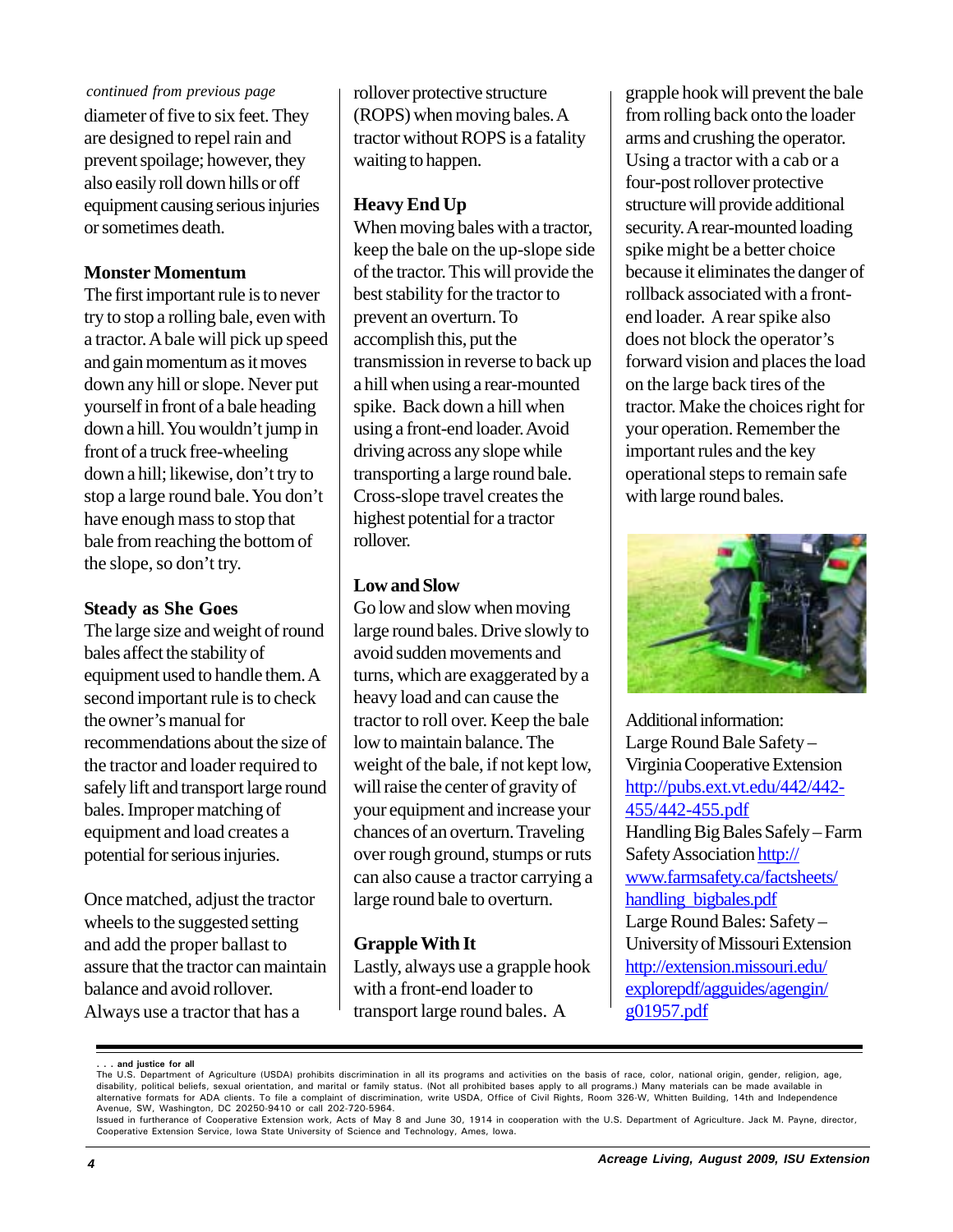*continued from previous page*

diameter of five to six feet. They are designed to repel rain and prevent spoilage; however, they also easily roll down hills or off equipment causing serious injuries or sometimes death.

### Monster Momentum

The first important rule is to never try to stop a rolling bale, even with a tractor. A bale will pick up speed and gain momentum as it moves down any hill or slope. Never put yourself in front of a bale heading down a hill. You wouldn't jump in front of a truck free-wheeling down a hill; likewise, don't try to stop a large round bale. You don't have enough mass to stop that bale from reaching the bottom of the slope, so don't try.

### Steady as She Goes

The large size and weight of round bales affect the stability of equipment used to handle them. A second important rule is to check the owner's manual for recommendations about the size of the tractor and loader required to safely lift and transport large round bales. Improper matching of equipment and load creates a potential for serious injuries.

Once matched, adjust the tractor wheels to the suggested setting and add the proper ballast to assure that the tractor can maintain balance and avoid rollover. Always use a tractor that has a rollover protective structure (ROPS) when moving bales. A tractor without ROPS is a fatality waiting to happen.

### Heavy End Up

When moving bales with a tractor, keep the bale on the up-slope side of the tractor. This will provide the best stability for the tractor to prevent an overturn. To accomplish this, put the transmission in reverse to back up a hill when using a rear-mounted spike. Back down a hill when using a front-end loader. Avoid driving across any slope while transporting a large round bale. Cross-slope travel creates the highest potential for a tractor rollover.

### Low and Slow

Go low and slow when moving large round bales. Drive slowly to avoid sudden movements and turns, which are exaggerated by a heavy load and can cause the tractor to roll over. Keep the bale low to maintain balance. The weight of the bale, if not kept low, will raise the center of gravity of your equipment and increase your chances of an overturn. Traveling over rough ground, stumps or ruts can also cause a tractor carrying a large round bale to overturn.

### Grapple With It

Lastly, always use a grapple hook with a front-end loader to transport large round bales. A grapple hook will prevent the bale from rolling back onto the loader arms and crushing the operator. Using a tractor with a cab or a four-post rollover protective structure will provide additional security. A rear-mounted loading spike might be a better choice because it eliminates the danger of rollback associated with a front-end loader. A rear spike also does not block the operator's forward vision and places the load on the large back tires of the tractor. Make the choices right for your operation. Remember the important rules and the key operational steps to remain safe with large round bales.

Additional information:

Large Round Bale Safety – Virginia Cooperative Extension http://pubs.ext.vt.edu/442/442-455/442-455.pdf

Handling Big Bales Safely – Farm Safety Association http://www.farmsafety.ca/factsheets/handling_bigbales.pdf

Large Round Bales: Safety – University of Missouri Extension http://extension.missouri.edu/explorepdf/agguides/agengin/g01957.pdf

**. . . and justice for all**

The U.S. Department of Agriculture (USDA) prohibits discrimination in all its programs and activities on the basis of race, color, national origin, gender, religion, age, disability, political beliefs, sexual orientation, and marital or family status. (Not all prohibited bases apply to all programs.) Many materials can be made available in alternative formats for ADA clients. To file a complaint of discrimination, write USDA, Office of Civil Rights, Room 326-W, Whitten Building, 14th and Independence Avenue, SW, Washington, DC 20250-9410 or call 202-720-5964.

Issued in furtherance of Cooperative Extension work, Acts of May 8 and June 30, 1914 in cooperation with the U.S. Department of Agriculture. Jack M. Payne, director, Cooperative Extension Service, Iowa State University of Science and Technology, Ames, Iowa.